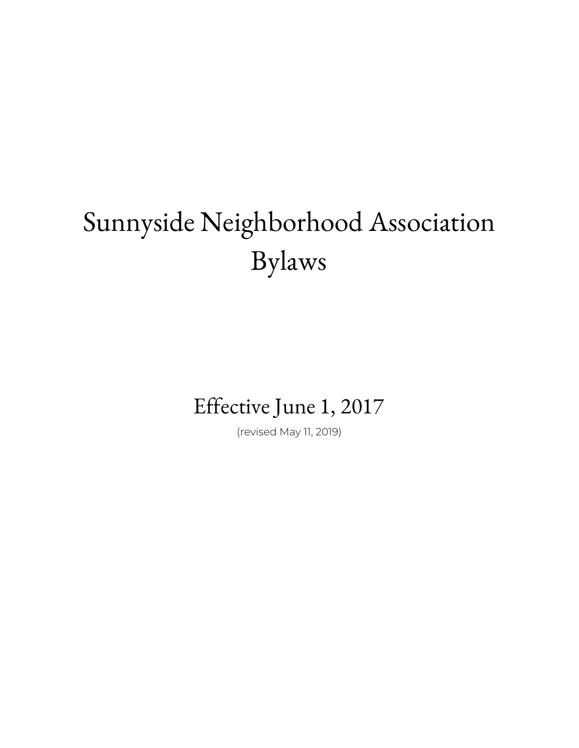# Sunnyside Neighborhood Association Bylaws

Effective June 1, 2017

(revised May 11, 2019)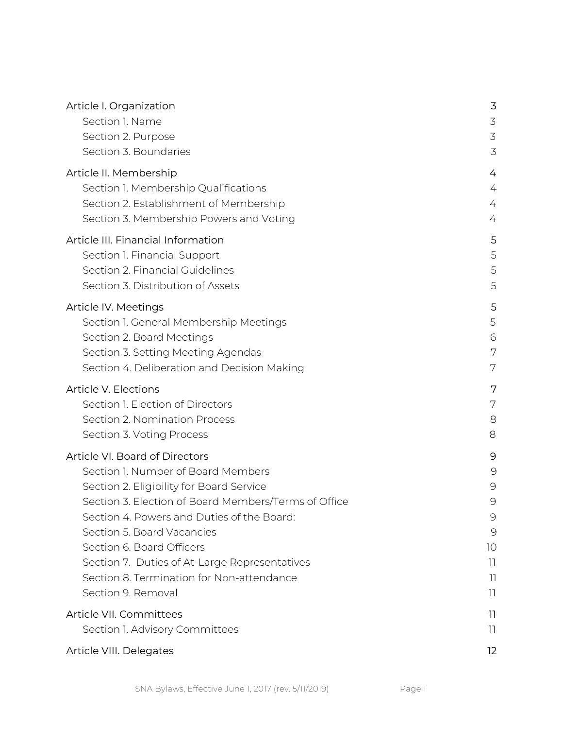Article I. Organization 3
- Section 1. Name 3
- Section 2. Purpose 3
- Section 3. Boundaries 3

Article II. Membership 4
- Section 1. Membership Qualifications 4
- Section 2. Establishment of Membership 4
- Section 3. Membership Powers and Voting 4

Article III. Financial Information 5
- Section 1. Financial Support 5
- Section 2. Financial Guidelines 5
- Section 3. Distribution of Assets 5

Article IV. Meetings 5
- Section 1. General Membership Meetings 5
- Section 2. Board Meetings 6
- Section 3. Setting Meeting Agendas 7
- Section 4. Deliberation and Decision Making 7

Article V. Elections 7
- Section 1. Election of Directors 7
- Section 2. Nomination Process 8
- Section 3. Voting Process 8

Article VI. Board of Directors 9
- Section 1. Number of Board Members 9
- Section 2. Eligibility for Board Service 9
- Section 3. Election of Board Members/Terms of Office 9
- Section 4. Powers and Duties of the Board: 9
- Section 5. Board Vacancies 9
- Section 6. Board Officers 10
- Section 7. Duties of At-Large Representatives 11
- Section 8. Termination for Non-attendance 11
- Section 9. Removal 11

Article VII. Committees 11
- Section 1. Advisory Committees 11

Article VIII. Delegates 12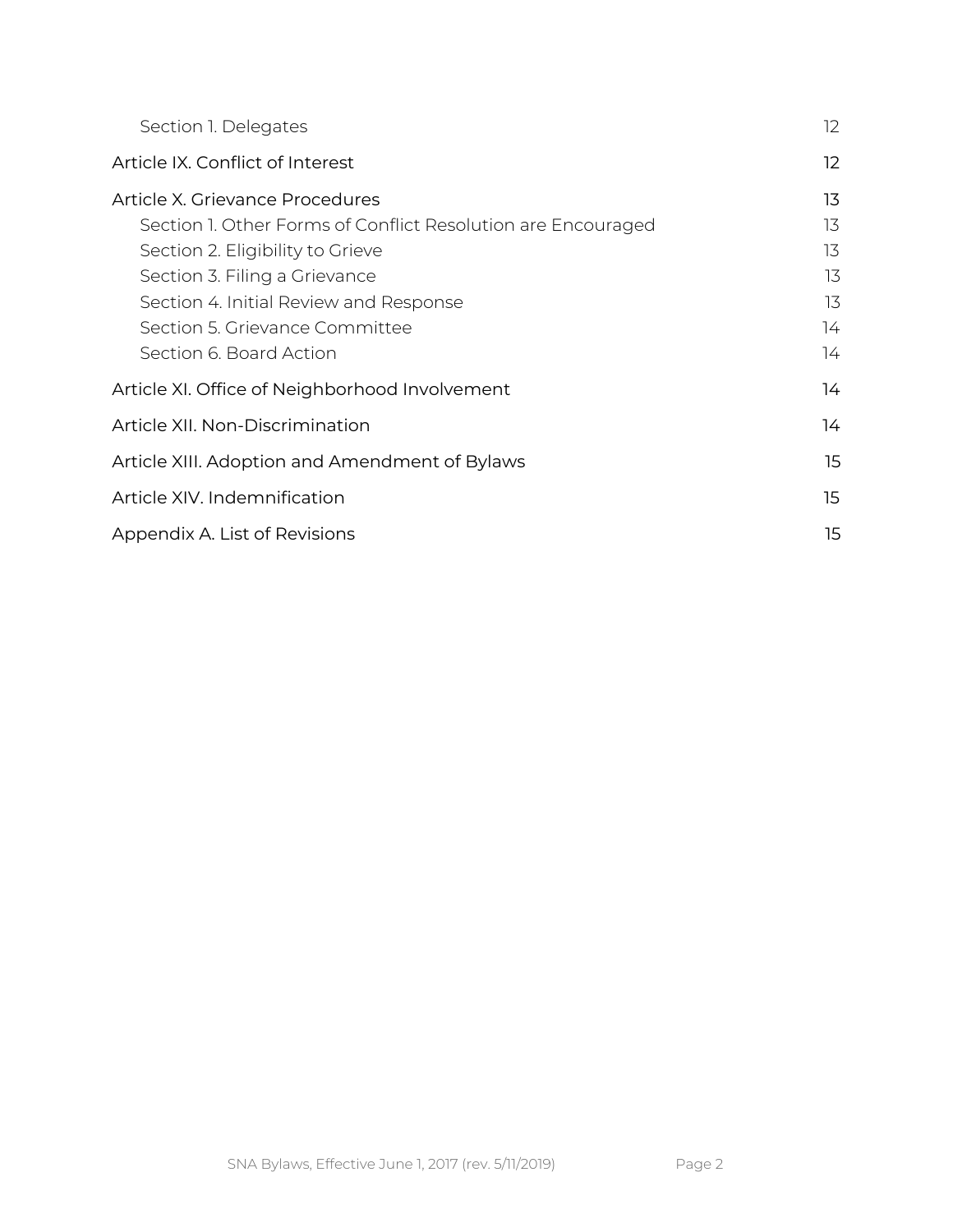- Section 1. Delegates — 12
- Article IX. Conflict of Interest — 12
- Article X. Grievance Procedures — 13
  - Section 1. Other Forms of Conflict Resolution are Encouraged — 13
  - Section 2. Eligibility to Grieve — 13
  - Section 3. Filing a Grievance — 13
  - Section 4. Initial Review and Response — 13
  - Section 5. Grievance Committee — 14
  - Section 6. Board Action — 14
- Article XI. Office of Neighborhood Involvement — 14
- Article XII. Non-Discrimination — 14
- Article XIII. Adoption and Amendment of Bylaws — 15
- Article XIV. Indemnification — 15
- Appendix A. List of Revisions — 15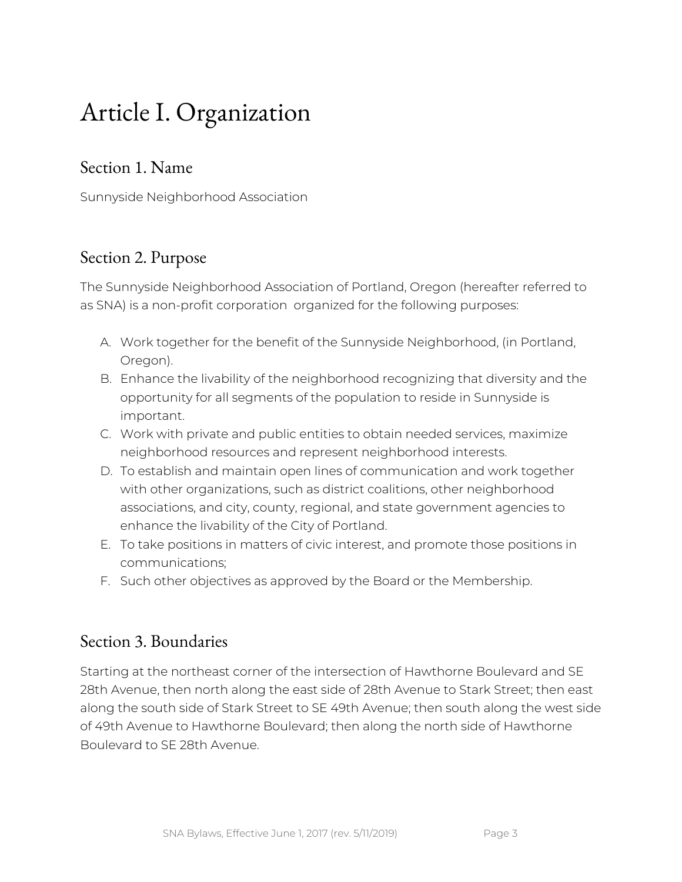# Article I. Organization

## Section 1. Name

Sunnyside Neighborhood Association

## Section 2. Purpose

The Sunnyside Neighborhood Association of Portland, Oregon (hereafter referred to as SNA) is a non-profit corporation organized for the following purposes:

A. Work together for the benefit of the Sunnyside Neighborhood, (in Portland, Oregon).
B. Enhance the livability of the neighborhood recognizing that diversity and the opportunity for all segments of the population to reside in Sunnyside is important.
C. Work with private and public entities to obtain needed services, maximize neighborhood resources and represent neighborhood interests.
D. To establish and maintain open lines of communication and work together with other organizations, such as district coalitions, other neighborhood associations, and city, county, regional, and state government agencies to enhance the livability of the City of Portland.
E. To take positions in matters of civic interest, and promote those positions in communications;
F. Such other objectives as approved by the Board or the Membership.

## Section 3. Boundaries

Starting at the northeast corner of the intersection of Hawthorne Boulevard and SE 28th Avenue, then north along the east side of 28th Avenue to Stark Street; then east along the south side of Stark Street to SE 49th Avenue; then south along the west side of 49th Avenue to Hawthorne Boulevard; then along the north side of Hawthorne Boulevard to SE 28th Avenue.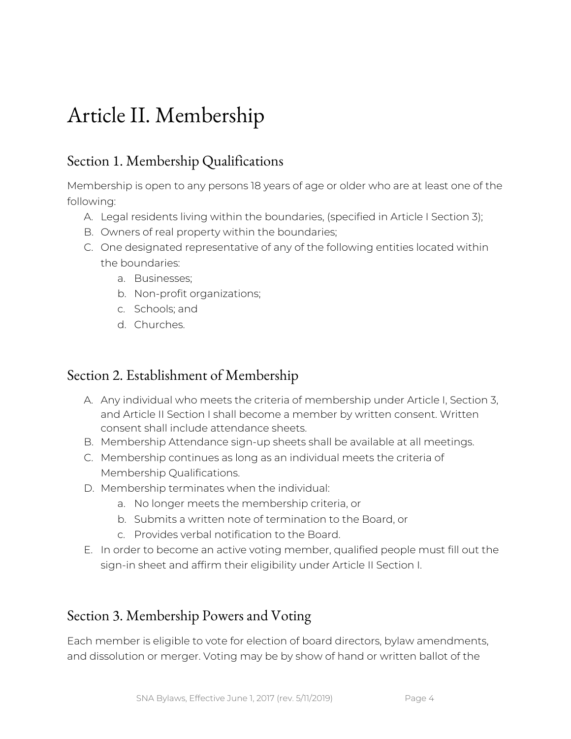# Article II. Membership

## Section 1. Membership Qualifications

Membership is open to any persons 18 years of age or older who are at least one of the following:

A. Legal residents living within the boundaries, (specified in Article I Section 3);
B. Owners of real property within the boundaries;
C. One designated representative of any of the following entities located within the boundaries:
   a. Businesses;
   b. Non-profit organizations;
   c. Schools; and
   d. Churches.

## Section 2. Establishment of Membership

A. Any individual who meets the criteria of membership under Article I, Section 3, and Article II Section I shall become a member by written consent. Written consent shall include attendance sheets.
B. Membership Attendance sign-up sheets shall be available at all meetings.
C. Membership continues as long as an individual meets the criteria of Membership Qualifications.
D. Membership terminates when the individual:
   a. No longer meets the membership criteria, or
   b. Submits a written note of termination to the Board, or
   c. Provides verbal notification to the Board.
E. In order to become an active voting member, qualified people must fill out the sign-in sheet and affirm their eligibility under Article II Section I.

## Section 3. Membership Powers and Voting

Each member is eligible to vote for election of board directors, bylaw amendments, and dissolution or merger. Voting may be by show of hand or written ballot of the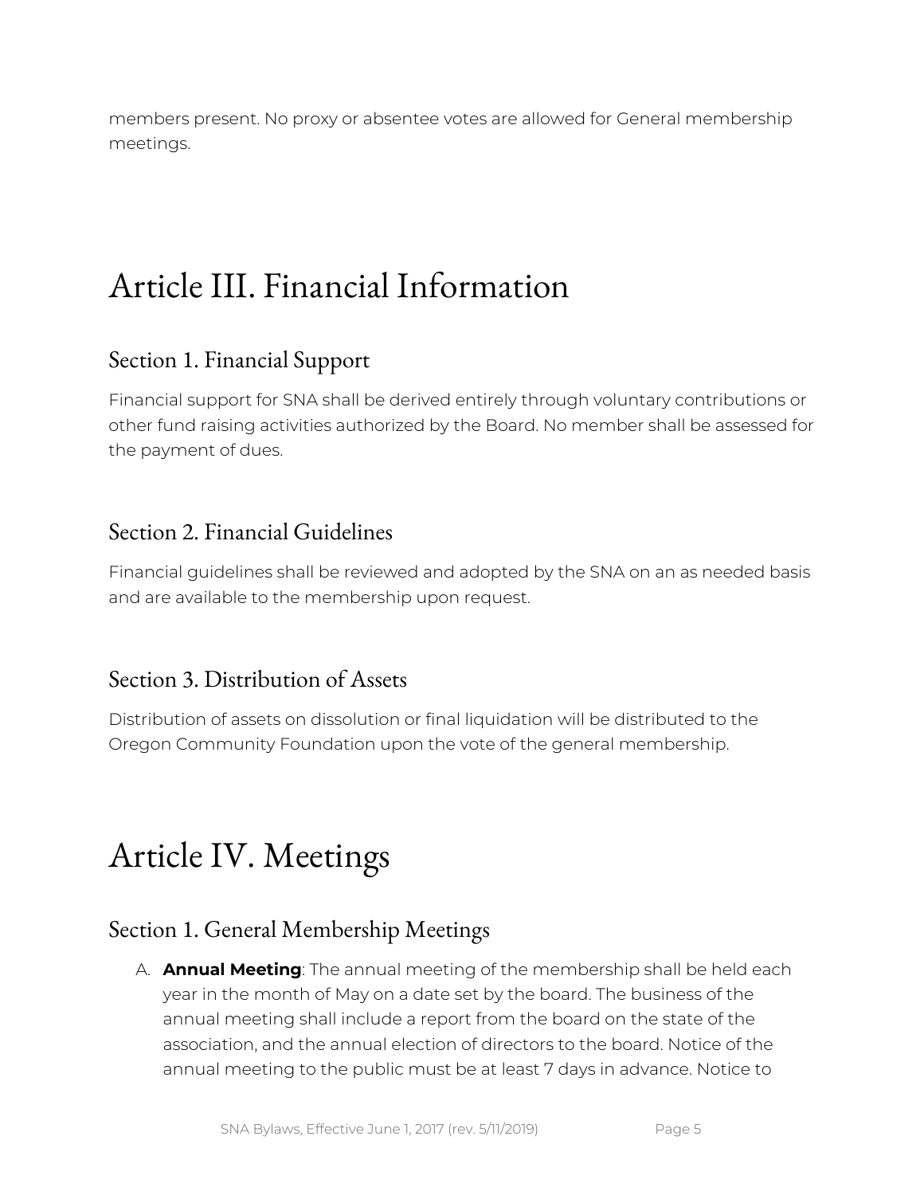members present. No proxy or absentee votes are allowed for General membership meetings.

# Article III. Financial Information

## Section 1. Financial Support

Financial support for SNA shall be derived entirely through voluntary contributions or other fund raising activities authorized by the Board. No member shall be assessed for the payment of dues.

## Section 2. Financial Guidelines

Financial guidelines shall be reviewed and adopted by the SNA on an as needed basis and are available to the membership upon request.

## Section 3. Distribution of Assets

Distribution of assets on dissolution or final liquidation will be distributed to the Oregon Community Foundation upon the vote of the general membership.

# Article IV. Meetings

## Section 1. General Membership Meetings

A. **Annual Meeting**: The annual meeting of the membership shall be held each year in the month of May on a date set by the board. The business of the annual meeting shall include a report from the board on the state of the association, and the annual election of directors to the board. Notice of the annual meeting to the public must be at least 7 days in advance. Notice to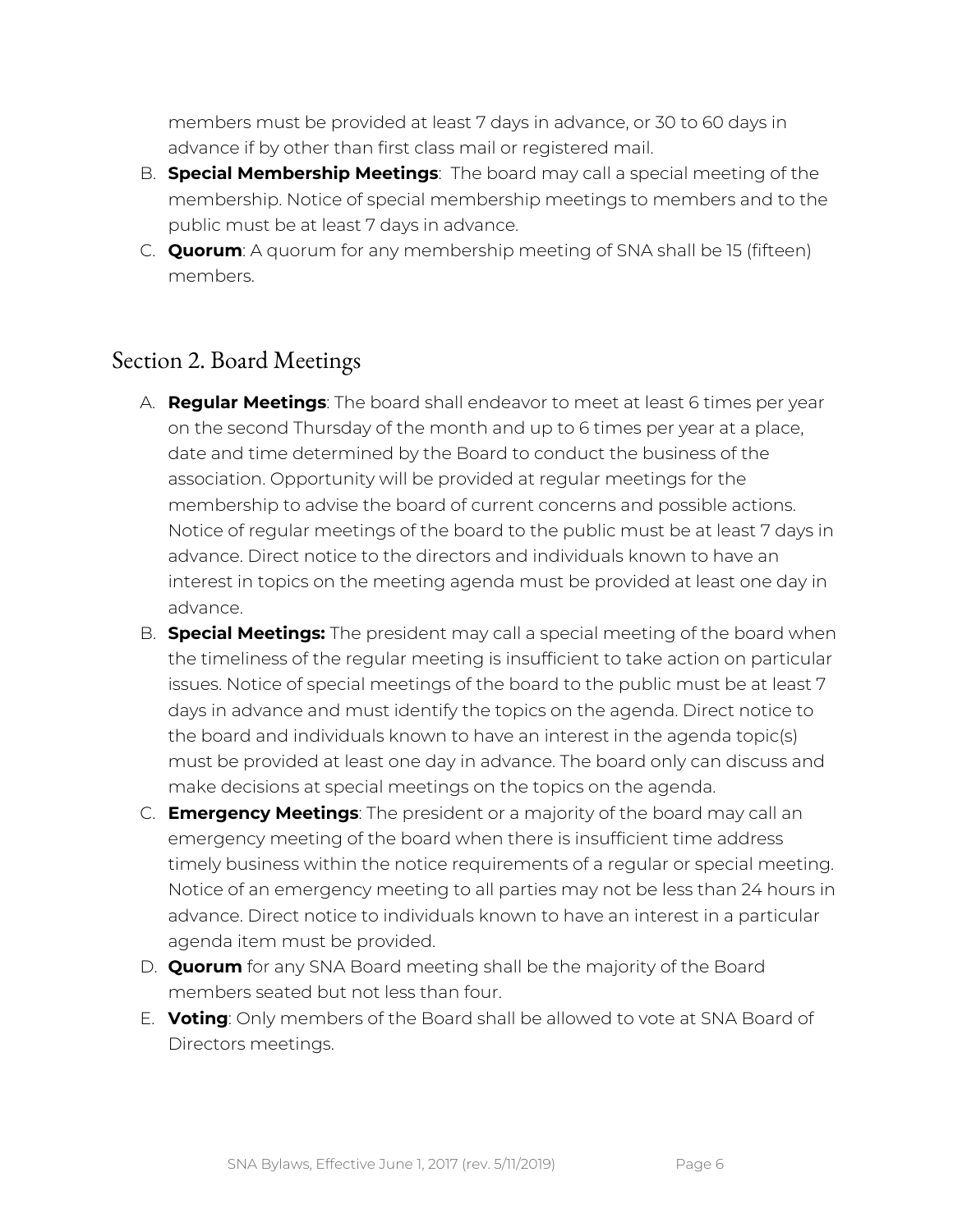members must be provided at least 7 days in advance, or 30 to 60 days in advance if by other than first class mail or registered mail.

B. **Special Membership Meetings**: The board may call a special meeting of the membership. Notice of special membership meetings to members and to the public must be at least 7 days in advance.

C. **Quorum**: A quorum for any membership meeting of SNA shall be 15 (fifteen) members.

## Section 2. Board Meetings

A. **Regular Meetings**: The board shall endeavor to meet at least 6 times per year on the second Thursday of the month and up to 6 times per year at a place, date and time determined by the Board to conduct the business of the association. Opportunity will be provided at regular meetings for the membership to advise the board of current concerns and possible actions. Notice of regular meetings of the board to the public must be at least 7 days in advance. Direct notice to the directors and individuals known to have an interest in topics on the meeting agenda must be provided at least one day in advance.

B. **Special Meetings:** The president may call a special meeting of the board when the timeliness of the regular meeting is insufficient to take action on particular issues. Notice of special meetings of the board to the public must be at least 7 days in advance and must identify the topics on the agenda. Direct notice to the board and individuals known to have an interest in the agenda topic(s) must be provided at least one day in advance. The board only can discuss and make decisions at special meetings on the topics on the agenda.

C. **Emergency Meetings**: The president or a majority of the board may call an emergency meeting of the board when there is insufficient time address timely business within the notice requirements of a regular or special meeting. Notice of an emergency meeting to all parties may not be less than 24 hours in advance. Direct notice to individuals known to have an interest in a particular agenda item must be provided.

D. **Quorum** for any SNA Board meeting shall be the majority of the Board members seated but not less than four.

E. **Voting**: Only members of the Board shall be allowed to vote at SNA Board of Directors meetings.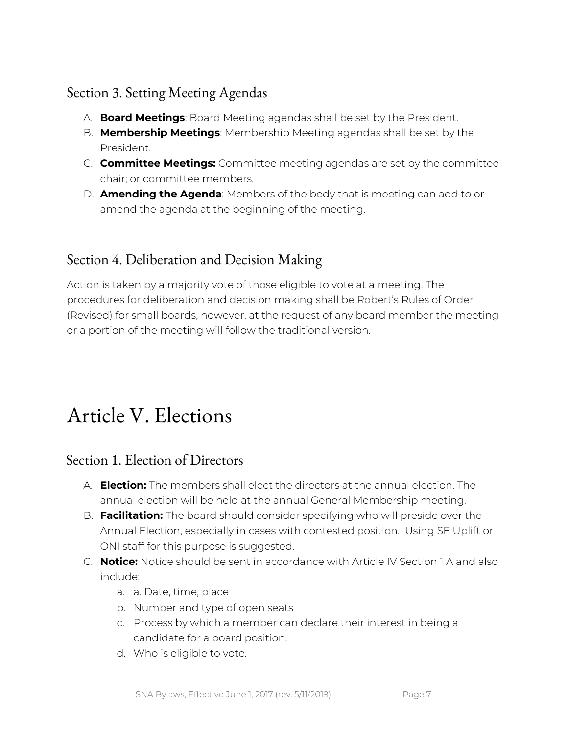### Section 3. Setting Meeting Agendas

A. **Board Meetings**: Board Meeting agendas shall be set by the President.
B. **Membership Meetings**: Membership Meeting agendas shall be set by the President.
C. **Committee Meetings:** Committee meeting agendas are set by the committee chair; or committee members.
D. **Amending the Agenda**: Members of the body that is meeting can add to or amend the agenda at the beginning of the meeting.

### Section 4. Deliberation and Decision Making

Action is taken by a majority vote of those eligible to vote at a meeting. The procedures for deliberation and decision making shall be Robert's Rules of Order (Revised) for small boards, however, at the request of any board member the meeting or a portion of the meeting will follow the traditional version.

## Article V. Elections

### Section 1. Election of Directors

A. **Election:** The members shall elect the directors at the annual election. The annual election will be held at the annual General Membership meeting.
B. **Facilitation:** The board should consider specifying who will preside over the Annual Election, especially in cases with contested position. Using SE Uplift or ONI staff for this purpose is suggested.
C. **Notice:** Notice should be sent in accordance with Article IV Section 1 A and also include:
   a. a. Date, time, place
   b. Number and type of open seats
   c. Process by which a member can declare their interest in being a candidate for a board position.
   d. Who is eligible to vote.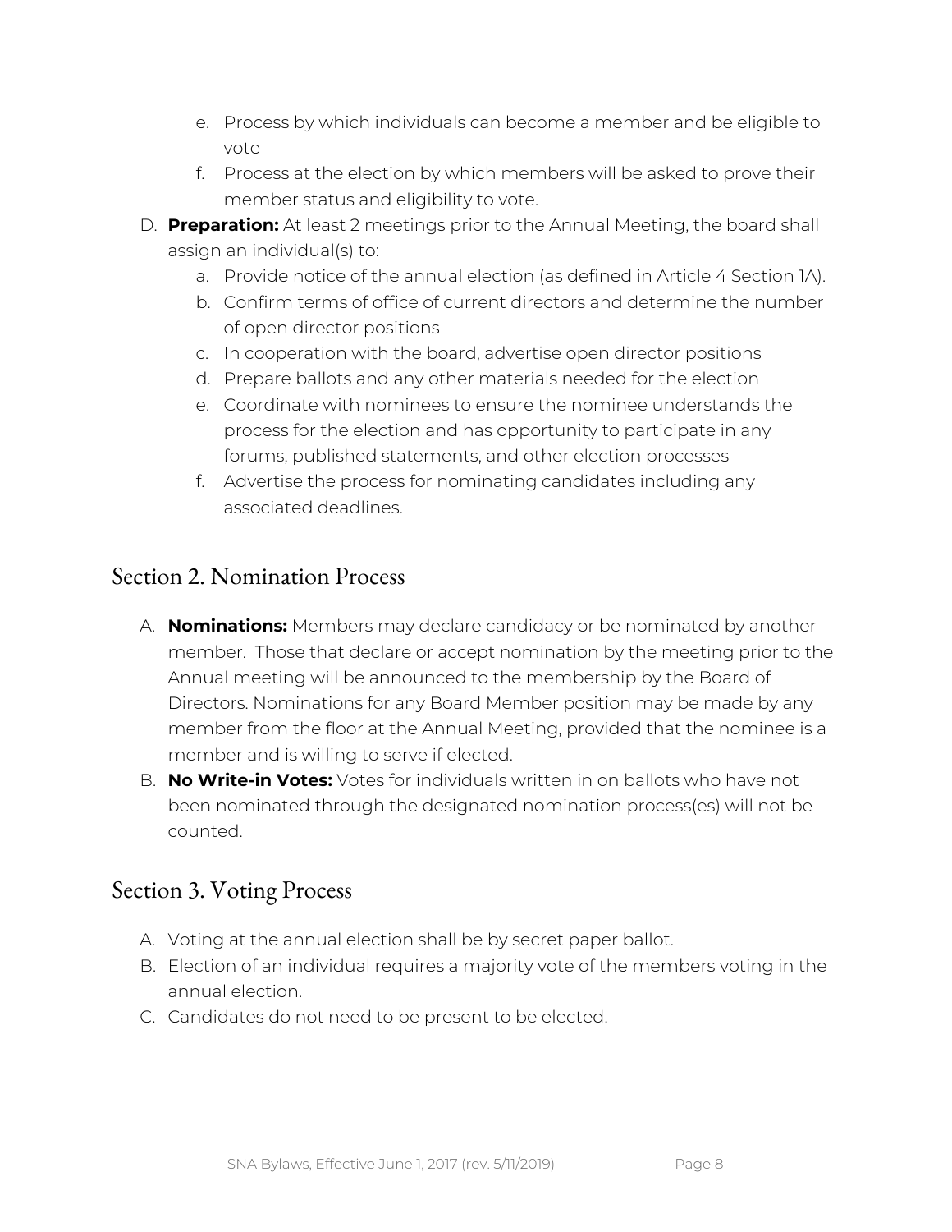e. Process by which individuals can become a member and be eligible to vote
   f. Process at the election by which members will be asked to prove their member status and eligibility to vote.

D. **Preparation:** At least 2 meetings prior to the Annual Meeting, the board shall assign an individual(s) to:
   a. Provide notice of the annual election (as defined in Article 4 Section 1A).
   b. Confirm terms of office of current directors and determine the number of open director positions
   c. In cooperation with the board, advertise open director positions
   d. Prepare ballots and any other materials needed for the election
   e. Coordinate with nominees to ensure the nominee understands the process for the election and has opportunity to participate in any forums, published statements, and other election processes
   f. Advertise the process for nominating candidates including any associated deadlines.

## Section 2. Nomination Process

A. **Nominations:** Members may declare candidacy or be nominated by another member. Those that declare or accept nomination by the meeting prior to the Annual meeting will be announced to the membership by the Board of Directors. Nominations for any Board Member position may be made by any member from the floor at the Annual Meeting, provided that the nominee is a member and is willing to serve if elected.

B. **No Write-in Votes:** Votes for individuals written in on ballots who have not been nominated through the designated nomination process(es) will not be counted.

## Section 3. Voting Process

A. Voting at the annual election shall be by secret paper ballot.
B. Election of an individual requires a majority vote of the members voting in the annual election.
C. Candidates do not need to be present to be elected.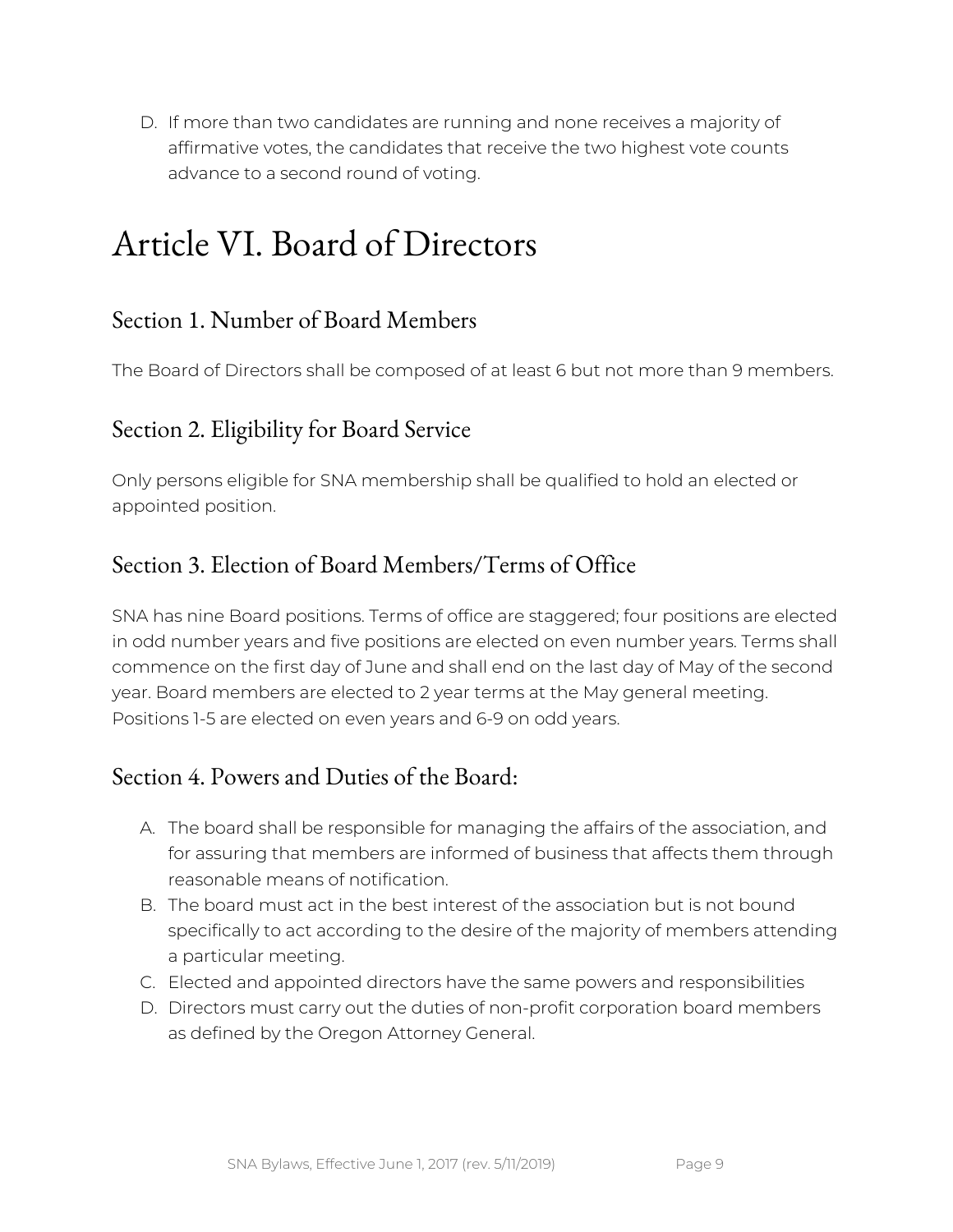D. If more than two candidates are running and none receives a majority of affirmative votes, the candidates that receive the two highest vote counts advance to a second round of voting.

# Article VI. Board of Directors

## Section 1. Number of Board Members

The Board of Directors shall be composed of at least 6 but not more than 9 members.

## Section 2. Eligibility for Board Service

Only persons eligible for SNA membership shall be qualified to hold an elected or appointed position.

## Section 3. Election of Board Members/Terms of Office

SNA has nine Board positions. Terms of office are staggered; four positions are elected in odd number years and five positions are elected on even number years. Terms shall commence on the first day of June and shall end on the last day of May of the second year. Board members are elected to 2 year terms at the May general meeting. Positions 1-5 are elected on even years and 6-9 on odd years.

## Section 4. Powers and Duties of the Board:

A. The board shall be responsible for managing the affairs of the association, and for assuring that members are informed of business that affects them through reasonable means of notification.
B. The board must act in the best interest of the association but is not bound specifically to act according to the desire of the majority of members attending a particular meeting.
C. Elected and appointed directors have the same powers and responsibilities
D. Directors must carry out the duties of non-profit corporation board members as defined by the Oregon Attorney General.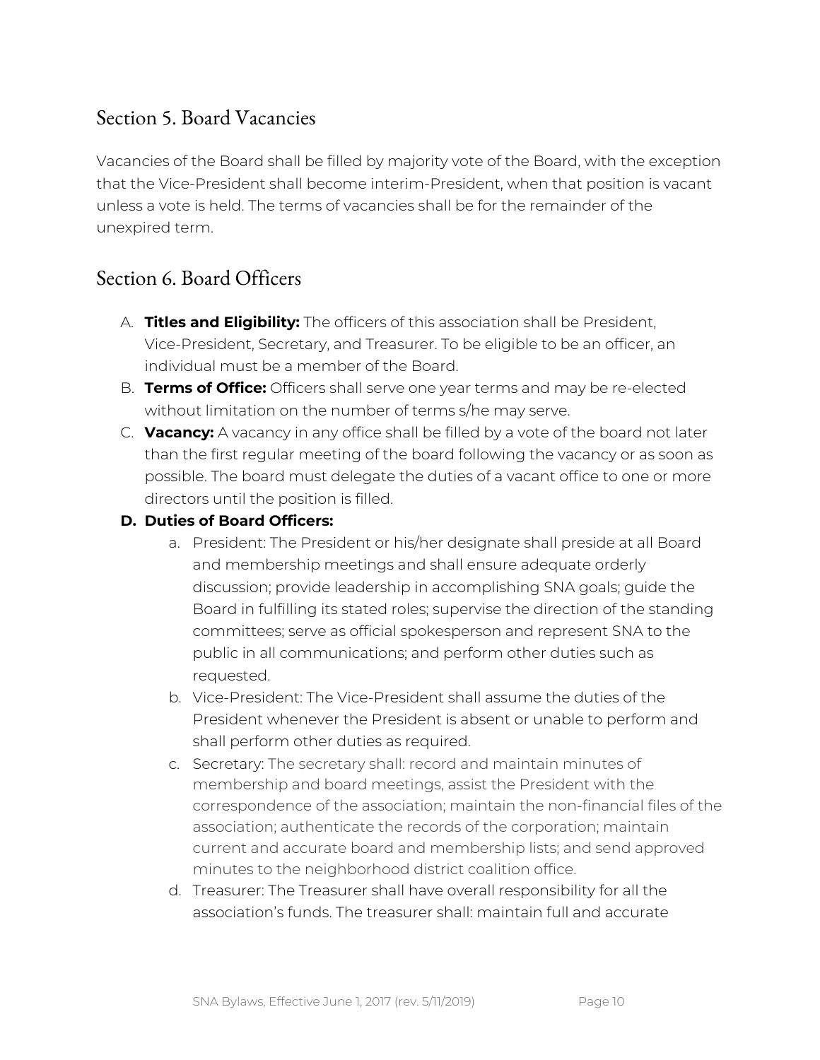## Section 5. Board Vacancies

Vacancies of the Board shall be filled by majority vote of the Board, with the exception that the Vice-President shall become interim-President, when that position is vacant unless a vote is held. The terms of vacancies shall be for the remainder of the unexpired term.

## Section 6. Board Officers

A. **Titles and Eligibility:** The officers of this association shall be President, Vice-President, Secretary, and Treasurer. To be eligible to be an officer, an individual must be a member of the Board.

B. **Terms of Office:** Officers shall serve one year terms and may be re-elected without limitation on the number of terms s/he may serve.

C. **Vacancy:** A vacancy in any office shall be filled by a vote of the board not later than the first regular meeting of the board following the vacancy or as soon as possible. The board must delegate the duties of a vacant office to one or more directors until the position is filled.

**D. Duties of Board Officers:**

a. President: The President or his/her designate shall preside at all Board and membership meetings and shall ensure adequate orderly discussion; provide leadership in accomplishing SNA goals; guide the Board in fulfilling its stated roles; supervise the direction of the standing committees; serve as official spokesperson and represent SNA to the public in all communications; and perform other duties such as requested.

b. Vice-President: The Vice-President shall assume the duties of the President whenever the President is absent or unable to perform and shall perform other duties as required.

c. Secretary: The secretary shall: record and maintain minutes of membership and board meetings, assist the President with the correspondence of the association; maintain the non-financial files of the association; authenticate the records of the corporation; maintain current and accurate board and membership lists; and send approved minutes to the neighborhood district coalition office.

d. Treasurer: The Treasurer shall have overall responsibility for all the association's funds. The treasurer shall: maintain full and accurate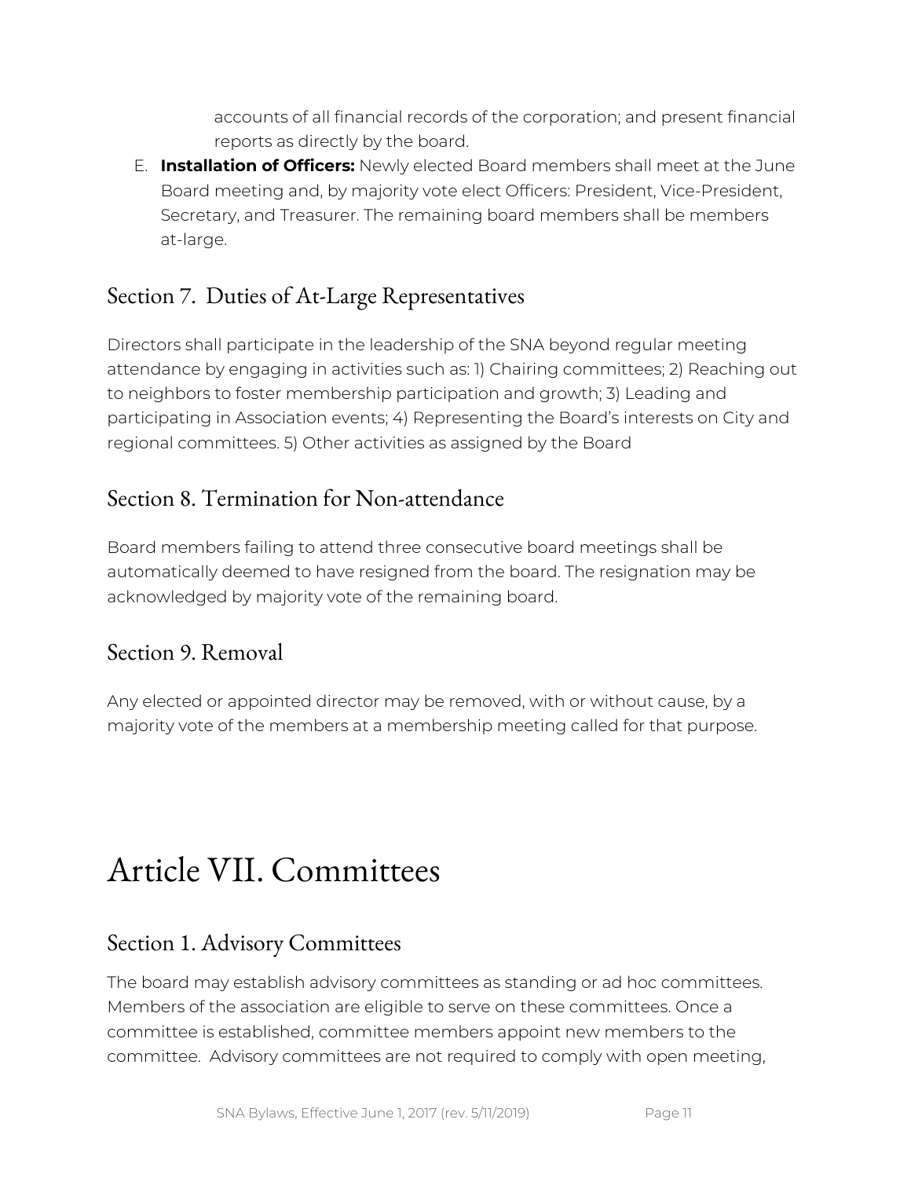accounts of all financial records of the corporation; and present financial reports as directly by the board.

E. **Installation of Officers:** Newly elected Board members shall meet at the June Board meeting and, by majority vote elect Officers: President, Vice-President, Secretary, and Treasurer. The remaining board members shall be members at-large.

## Section 7. Duties of At-Large Representatives

Directors shall participate in the leadership of the SNA beyond regular meeting attendance by engaging in activities such as: 1) Chairing committees; 2) Reaching out to neighbors to foster membership participation and growth; 3) Leading and participating in Association events; 4) Representing the Board's interests on City and regional committees. 5) Other activities as assigned by the Board

## Section 8. Termination for Non-attendance

Board members failing to attend three consecutive board meetings shall be automatically deemed to have resigned from the board. The resignation may be acknowledged by majority vote of the remaining board.

## Section 9. Removal

Any elected or appointed director may be removed, with or without cause, by a majority vote of the members at a membership meeting called for that purpose.

# Article VII. Committees

## Section 1. Advisory Committees

The board may establish advisory committees as standing or ad hoc committees. Members of the association are eligible to serve on these committees. Once a committee is established, committee members appoint new members to the committee. Advisory committees are not required to comply with open meeting,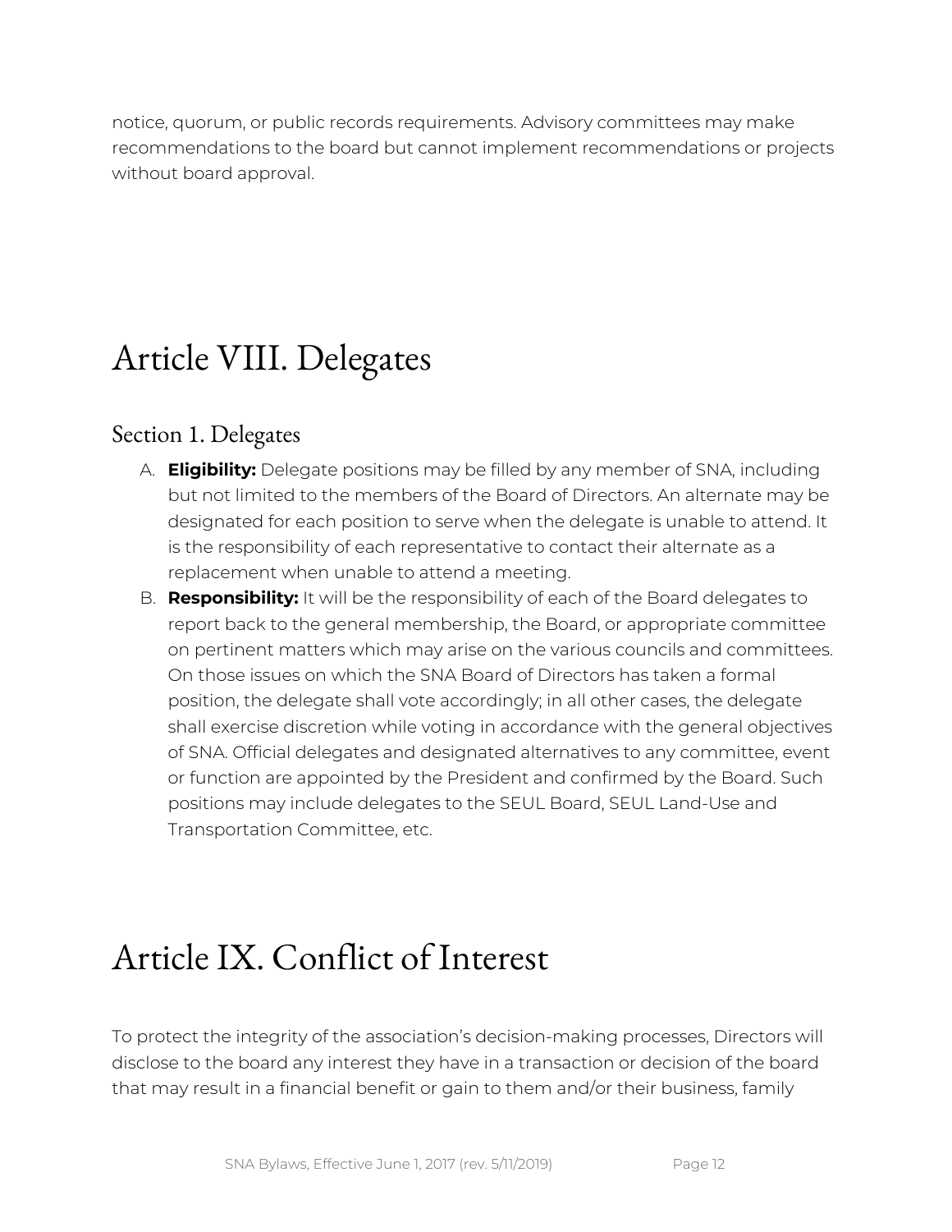notice, quorum, or public records requirements. Advisory committees may make recommendations to the board but cannot implement recommendations or projects without board approval.

# Article VIII. Delegates

## Section 1. Delegates

A. **Eligibility:** Delegate positions may be filled by any member of SNA, including but not limited to the members of the Board of Directors. An alternate may be designated for each position to serve when the delegate is unable to attend. It is the responsibility of each representative to contact their alternate as a replacement when unable to attend a meeting.
B. **Responsibility:** It will be the responsibility of each of the Board delegates to report back to the general membership, the Board, or appropriate committee on pertinent matters which may arise on the various councils and committees. On those issues on which the SNA Board of Directors has taken a formal position, the delegate shall vote accordingly; in all other cases, the delegate shall exercise discretion while voting in accordance with the general objectives of SNA. Official delegates and designated alternatives to any committee, event or function are appointed by the President and confirmed by the Board. Such positions may include delegates to the SEUL Board, SEUL Land-Use and Transportation Committee, etc.

# Article IX. Conflict of Interest

To protect the integrity of the association's decision-making processes, Directors will disclose to the board any interest they have in a transaction or decision of the board that may result in a financial benefit or gain to them and/or their business, family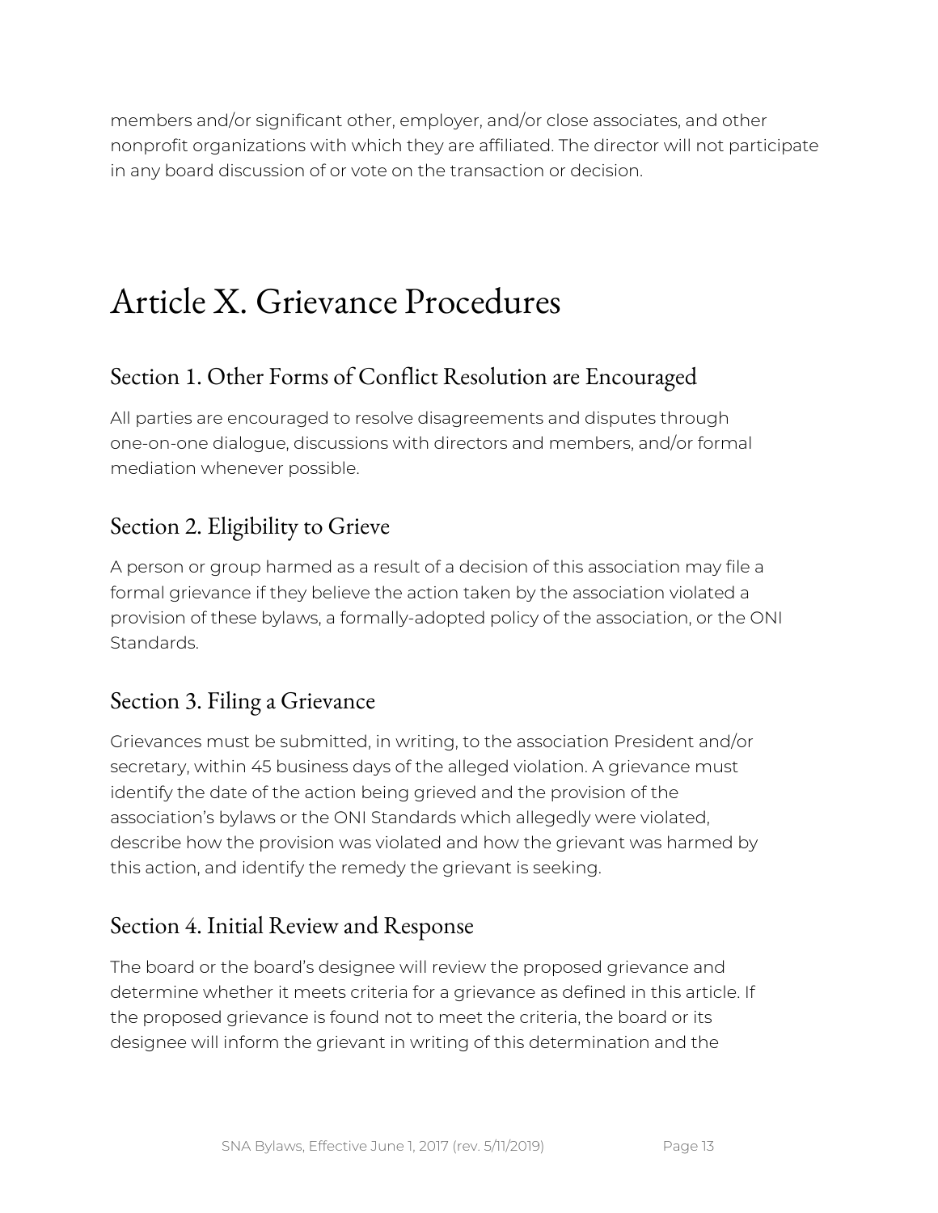members and/or significant other, employer, and/or close associates, and other nonprofit organizations with which they are affiliated. The director will not participate in any board discussion of or vote on the transaction or decision.

# Article X. Grievance Procedures

## Section 1. Other Forms of Conflict Resolution are Encouraged

All parties are encouraged to resolve disagreements and disputes through one-on-one dialogue, discussions with directors and members, and/or formal mediation whenever possible.

## Section 2. Eligibility to Grieve

A person or group harmed as a result of a decision of this association may file a formal grievance if they believe the action taken by the association violated a provision of these bylaws, a formally-adopted policy of the association, or the ONI Standards.

## Section 3. Filing a Grievance

Grievances must be submitted, in writing, to the association President and/or secretary, within 45 business days of the alleged violation. A grievance must identify the date of the action being grieved and the provision of the association's bylaws or the ONI Standards which allegedly were violated, describe how the provision was violated and how the grievant was harmed by this action, and identify the remedy the grievant is seeking.

## Section 4. Initial Review and Response

The board or the board's designee will review the proposed grievance and determine whether it meets criteria for a grievance as defined in this article. If the proposed grievance is found not to meet the criteria, the board or its designee will inform the grievant in writing of this determination and the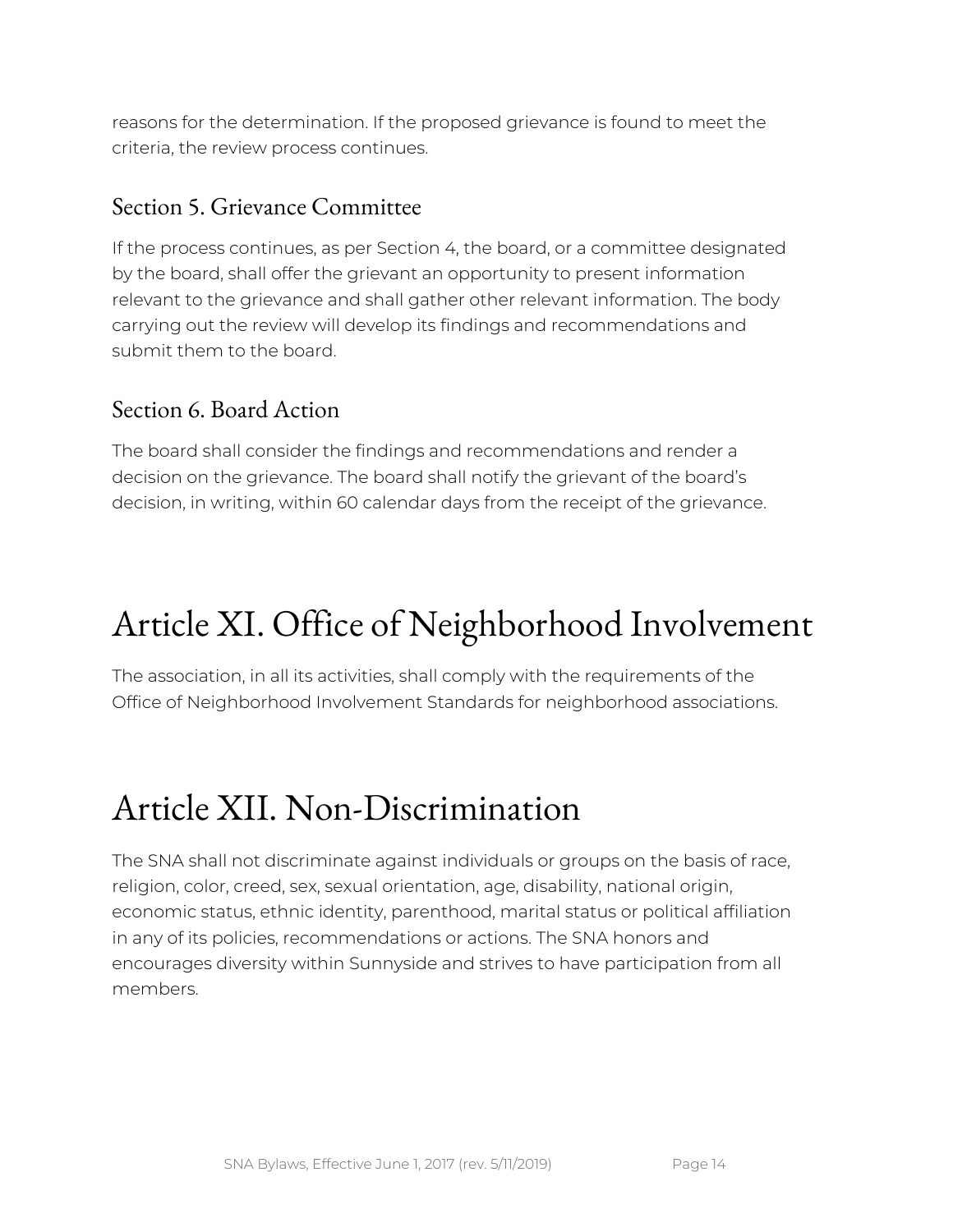reasons for the determination. If the proposed grievance is found to meet the criteria, the review process continues.

### Section 5. Grievance Committee

If the process continues, as per Section 4, the board, or a committee designated by the board, shall offer the grievant an opportunity to present information relevant to the grievance and shall gather other relevant information. The body carrying out the review will develop its findings and recommendations and submit them to the board.

### Section 6. Board Action

The board shall consider the findings and recommendations and render a decision on the grievance. The board shall notify the grievant of the board's decision, in writing, within 60 calendar days from the receipt of the grievance.

## Article XI. Office of Neighborhood Involvement

The association, in all its activities, shall comply with the requirements of the Office of Neighborhood Involvement Standards for neighborhood associations.

## Article XII. Non-Discrimination

The SNA shall not discriminate against individuals or groups on the basis of race, religion, color, creed, sex, sexual orientation, age, disability, national origin, economic status, ethnic identity, parenthood, marital status or political affiliation in any of its policies, recommendations or actions. The SNA honors and encourages diversity within Sunnyside and strives to have participation from all members.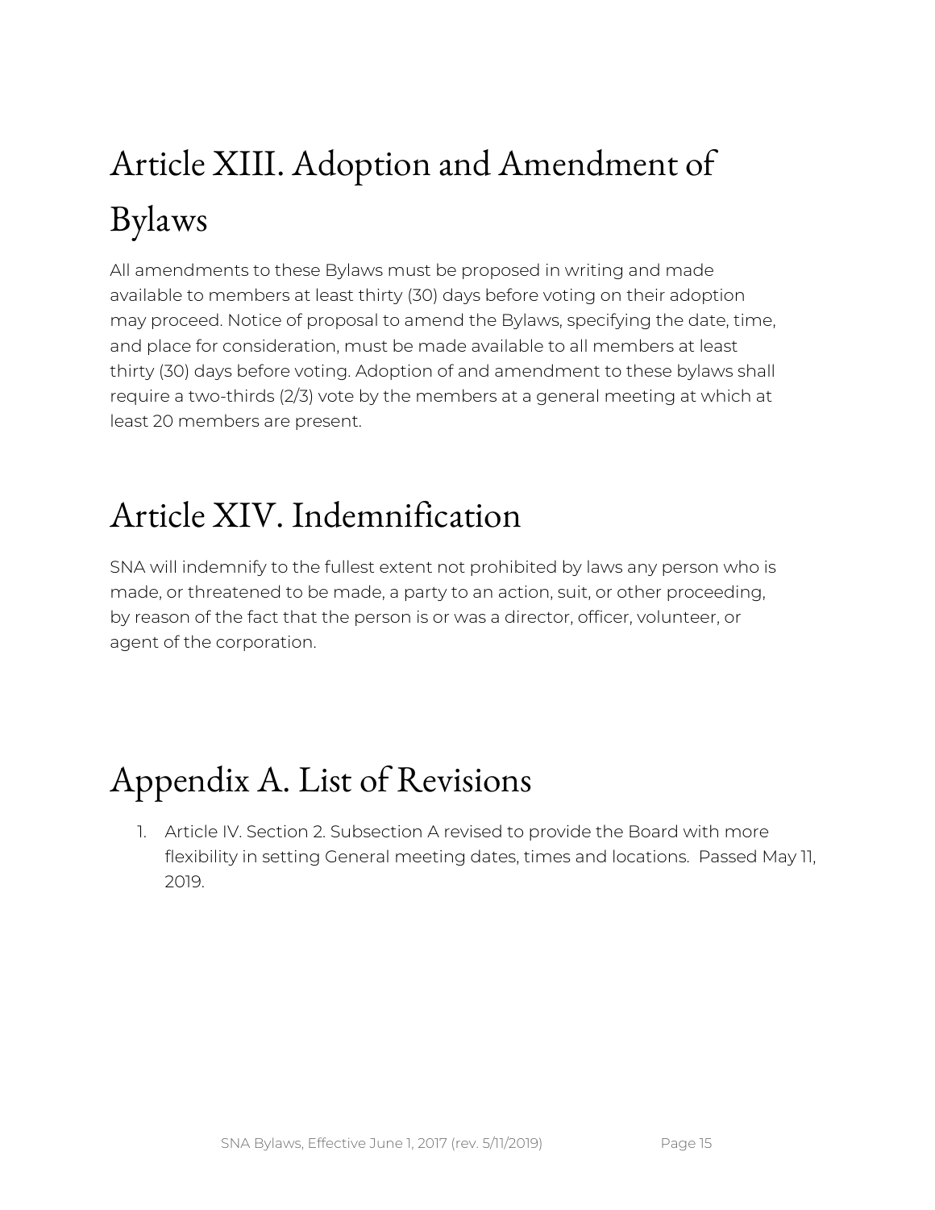# Article XIII. Adoption and Amendment of Bylaws

All amendments to these Bylaws must be proposed in writing and made available to members at least thirty (30) days before voting on their adoption may proceed. Notice of proposal to amend the Bylaws, specifying the date, time, and place for consideration, must be made available to all members at least thirty (30) days before voting. Adoption of and amendment to these bylaws shall require a two-thirds (2/3) vote by the members at a general meeting at which at least 20 members are present.

# Article XIV. Indemnification

SNA will indemnify to the fullest extent not prohibited by laws any person who is made, or threatened to be made, a party to an action, suit, or other proceeding, by reason of the fact that the person is or was a director, officer, volunteer, or agent of the corporation.

# Appendix A. List of Revisions

1. Article IV. Section 2. Subsection A revised to provide the Board with more flexibility in setting General meeting dates, times and locations. Passed May 11, 2019.